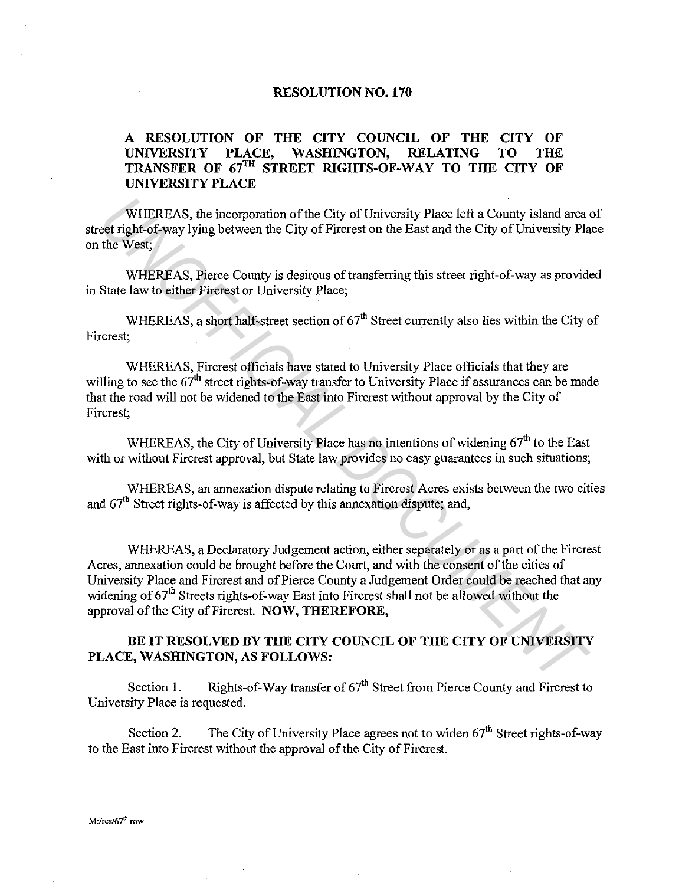# RESOLUTION NO. 170

## A RESOLUTION OF THE CITY COUNCIL OF THE CITY OF UNIVERSITY PLACE, WASHINGTON, RELATING TO THE TRANSFER OF 67TH STREET RIGHTS-OF-WAY TO THE CITY OF UNIVERSITY PLACE

WHEREAS, the incorporation of the City of University Place left a County island area of street right-of-way lying between the City of Fircrest on the East and the City of University Place on the West;

WHEREAS, Pierce County is desirous of transferring this street right-of-way as provided in State law to either Fircrest or University Place;

WHEREAS, a short half-street section of 67th Street currently also lies within the City of Fircrest;

WHEREAS, Fircrest officials have stated to University Place officials that they are willing to see the 67th street rights-of-way transfer to University Place if assurances can be made that the road will not be widened to the East into Fircrest without approval by the City of Fircrest;

WHEREAS, the City of University Place has no intentions of widening 67th to the East with or without Fircrest approval, but State law provides no easy guarantees in such situations;

WHEREAS, an annexation dispute relating to Fircrest Acres exists between the two cities and 67th Street rights-of-way is affected by this annexation dispute; and,

WHEREAS, a Declaratory Judgement action, either separately or as a part of the Fircrest Acres, annexation could be brought before the Court, and with the consent of the cities of University Place and Fircrest and of Pierce County a Judgement Order could be reached that any widening of 67th Streets rights-of-way East into Fircrest shall not be allowed without the approval of the City of Fircrest. **NOW, THEREFORE,**

**BE IT RESOLVED BY THE CITY COUNCIL OF THE CITY OF UNIVERSITY PLACE, WASHINGTON, AS FOLLOWS:**

Section 1. Rights-of-Way transfer of 67th Street from Pierce County and Fircrest to University Place is requested.

Section 2. The City of University Place agrees not to widen 67th Street rights-of-way to the East into Fircrest without the approval of the City of Fircrest.

M:/res/67th row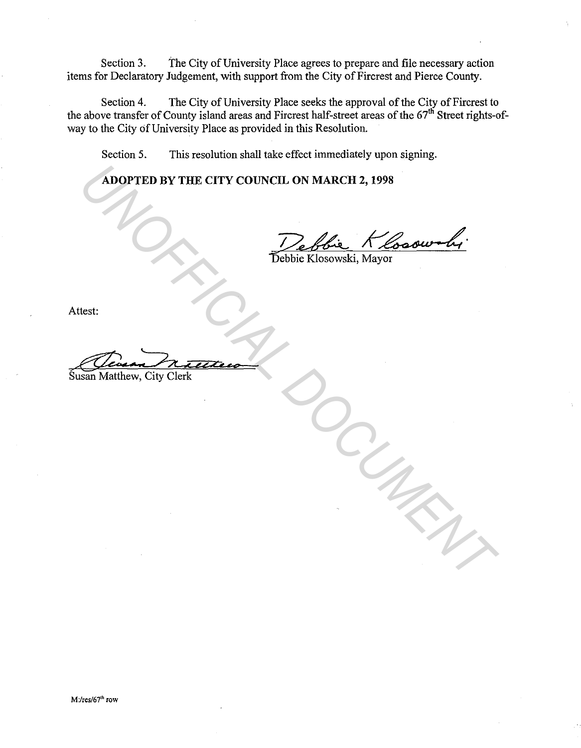Section 3. The City of University Place agrees to prepare and file necessary action items for Declaratory Judgement, with support from the City of Fircrest and Pierce County.

Section 4. The City of University Place seeks the approval of the City of Fircrest to the above transfer of County island areas and Fircrest half-street areas of the $67^{th}$ Street rights-of-way to the City of University Place as provided in this Resolution.

Section 5. This resolution shall take effect immediately upon signing.

**ADOPTED BY THE CITY COUNCIL ON MARCH 2, 1998**

Debbie Klosowski, Mayor

Attest:

Susan Matthew, City Clerk

M:/res/$67^{th}$ row